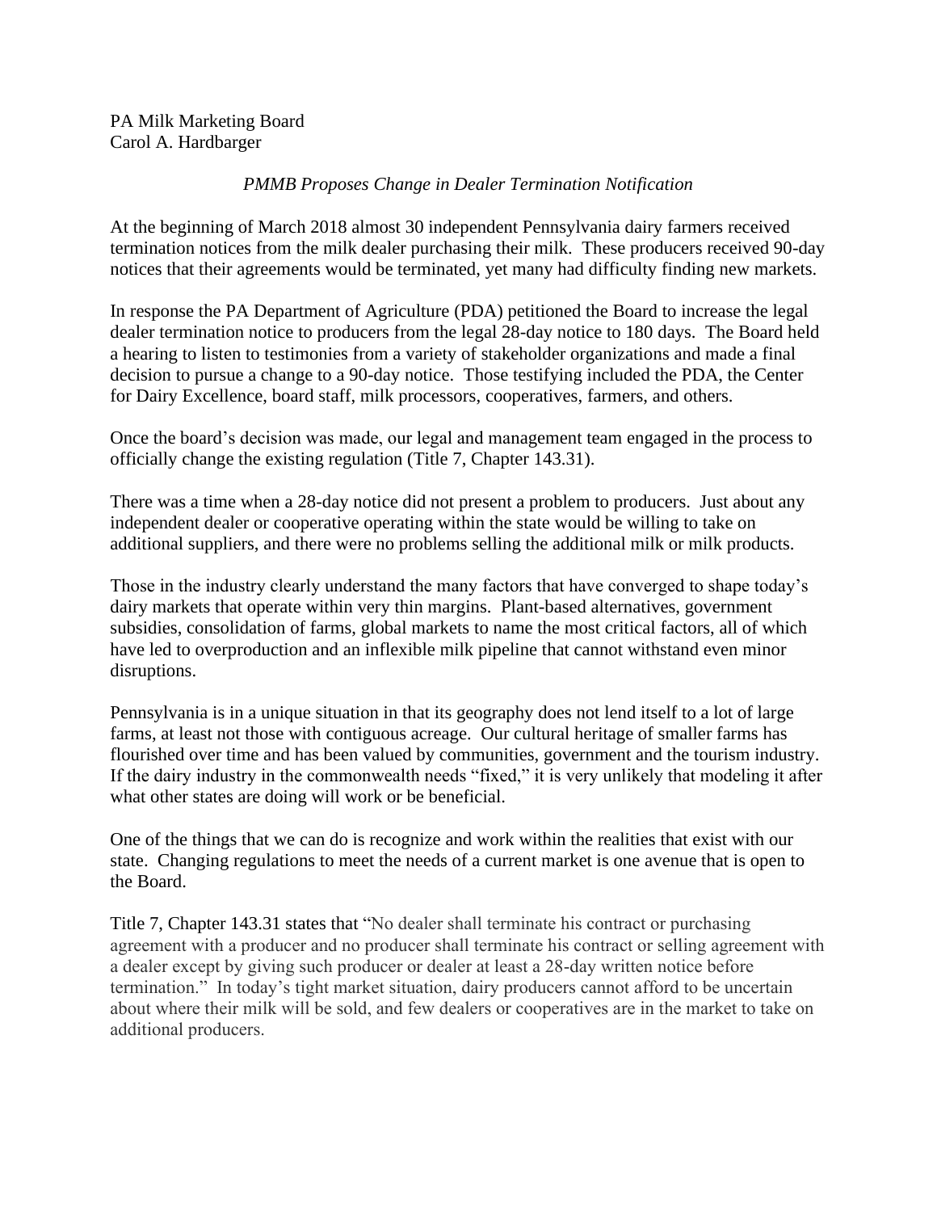PA Milk Marketing Board
Carol A. Hardbarger

*PMMB Proposes Change in Dealer Termination Notification*

At the beginning of March 2018 almost 30 independent Pennsylvania dairy farmers received termination notices from the milk dealer purchasing their milk. These producers received 90-day notices that their agreements would be terminated, yet many had difficulty finding new markets.

In response the PA Department of Agriculture (PDA) petitioned the Board to increase the legal dealer termination notice to producers from the legal 28-day notice to 180 days. The Board held a hearing to listen to testimonies from a variety of stakeholder organizations and made a final decision to pursue a change to a 90-day notice. Those testifying included the PDA, the Center for Dairy Excellence, board staff, milk processors, cooperatives, farmers, and others.

Once the board's decision was made, our legal and management team engaged in the process to officially change the existing regulation (Title 7, Chapter 143.31).

There was a time when a 28-day notice did not present a problem to producers. Just about any independent dealer or cooperative operating within the state would be willing to take on additional suppliers, and there were no problems selling the additional milk or milk products.

Those in the industry clearly understand the many factors that have converged to shape today's dairy markets that operate within very thin margins. Plant-based alternatives, government subsidies, consolidation of farms, global markets to name the most critical factors, all of which have led to overproduction and an inflexible milk pipeline that cannot withstand even minor disruptions.

Pennsylvania is in a unique situation in that its geography does not lend itself to a lot of large farms, at least not those with contiguous acreage. Our cultural heritage of smaller farms has flourished over time and has been valued by communities, government and the tourism industry. If the dairy industry in the commonwealth needs "fixed," it is very unlikely that modeling it after what other states are doing will work or be beneficial.

One of the things that we can do is recognize and work within the realities that exist with our state. Changing regulations to meet the needs of a current market is one avenue that is open to the Board.

Title 7, Chapter 143.31 states that "No dealer shall terminate his contract or purchasing agreement with a producer and no producer shall terminate his contract or selling agreement with a dealer except by giving such producer or dealer at least a 28-day written notice before termination." In today's tight market situation, dairy producers cannot afford to be uncertain about where their milk will be sold, and few dealers or cooperatives are in the market to take on additional producers.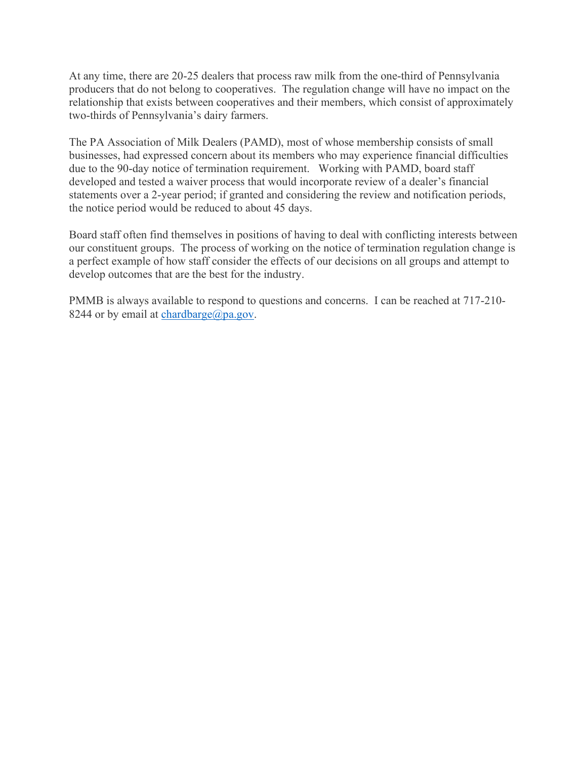At any time, there are 20-25 dealers that process raw milk from the one-third of Pennsylvania producers that do not belong to cooperatives. The regulation change will have no impact on the relationship that exists between cooperatives and their members, which consist of approximately two-thirds of Pennsylvania's dairy farmers.

The PA Association of Milk Dealers (PAMD), most of whose membership consists of small businesses, had expressed concern about its members who may experience financial difficulties due to the 90-day notice of termination requirement. Working with PAMD, board staff developed and tested a waiver process that would incorporate review of a dealer's financial statements over a 2-year period; if granted and considering the review and notification periods, the notice period would be reduced to about 45 days.

Board staff often find themselves in positions of having to deal with conflicting interests between our constituent groups. The process of working on the notice of termination regulation change is a perfect example of how staff consider the effects of our decisions on all groups and attempt to develop outcomes that are the best for the industry.

PMMB is always available to respond to questions and concerns. I can be reached at 717-210-8244 or by email at chardbarge@pa.gov.